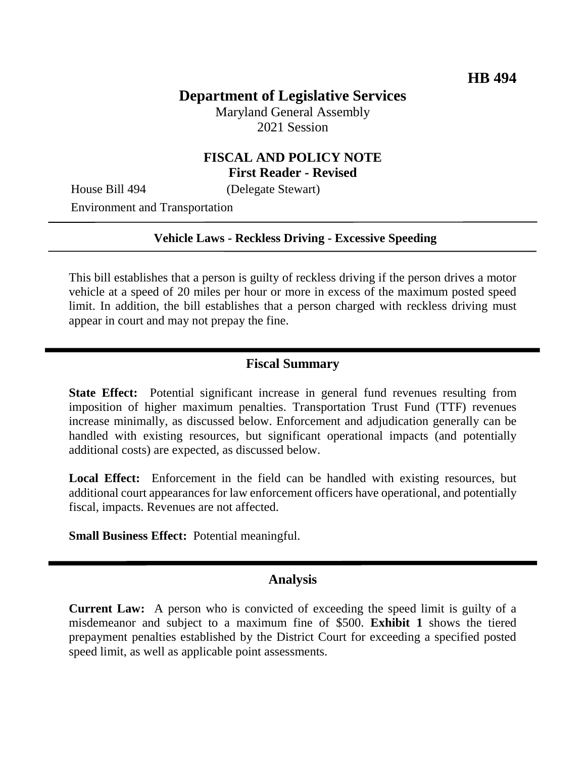**HB 494**

# Department of Legislative Services

Maryland General Assembly
2021 Session

## FISCAL AND POLICY NOTE
**First Reader - Revised**

House Bill 494 (Delegate Stewart)
Environment and Transportation

---

**Vehicle Laws - Reckless Driving - Excessive Speeding**

---

This bill establishes that a person is guilty of reckless driving if the person drives a motor vehicle at a speed of 20 miles per hour or more in excess of the maximum posted speed limit. In addition, the bill establishes that a person charged with reckless driving must appear in court and may not prepay the fine.

---

## Fiscal Summary

**State Effect:** Potential significant increase in general fund revenues resulting from imposition of higher maximum penalties. Transportation Trust Fund (TTF) revenues increase minimally, as discussed below. Enforcement and adjudication generally can be handled with existing resources, but significant operational impacts (and potentially additional costs) are expected, as discussed below.

**Local Effect:** Enforcement in the field can be handled with existing resources, but additional court appearances for law enforcement officers have operational, and potentially fiscal, impacts. Revenues are not affected.

**Small Business Effect:** Potential meaningful.

---

## Analysis

**Current Law:** A person who is convicted of exceeding the speed limit is guilty of a misdemeanor and subject to a maximum fine of $500. **Exhibit 1** shows the tiered prepayment penalties established by the District Court for exceeding a specified posted speed limit, as well as applicable point assessments.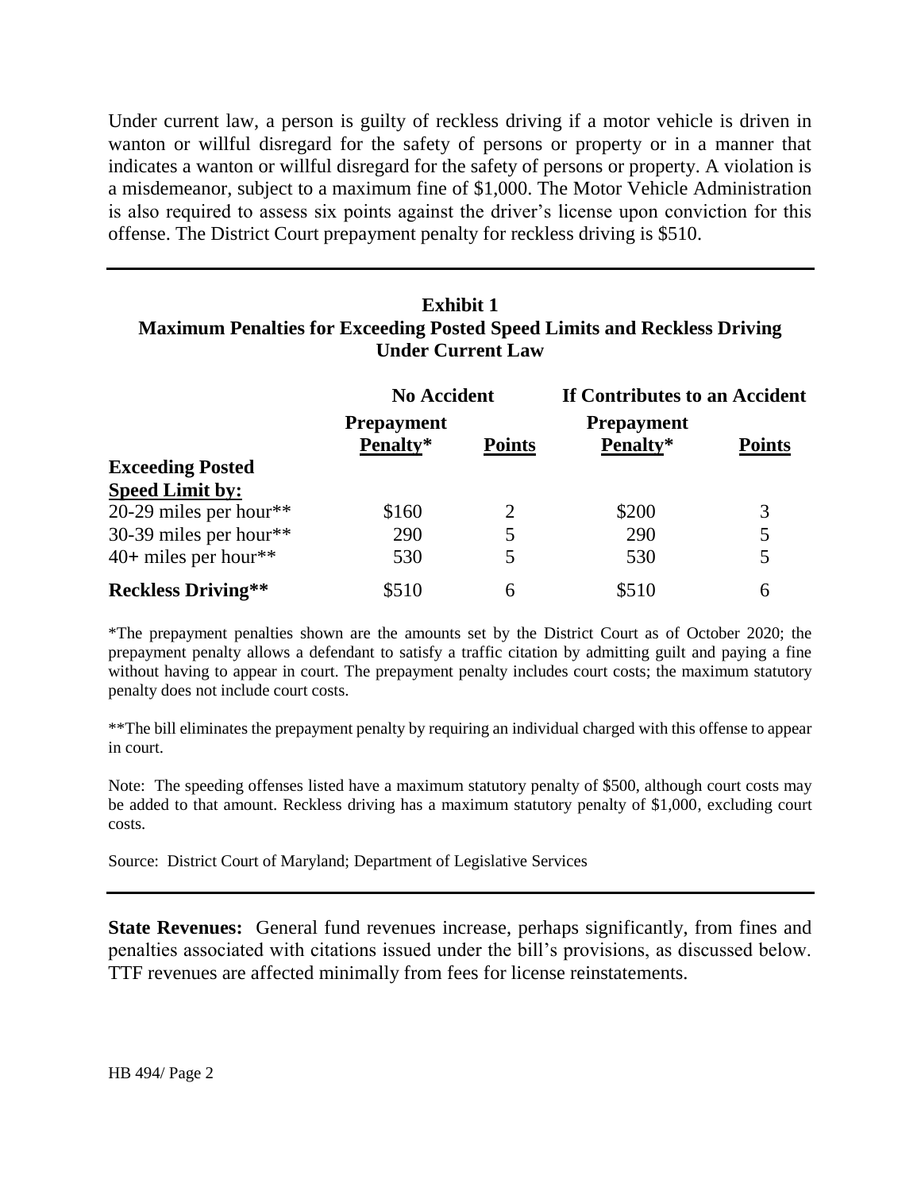Under current law, a person is guilty of reckless driving if a motor vehicle is driven in wanton or willful disregard for the safety of persons or property or in a manner that indicates a wanton or willful disregard for the safety of persons or property. A violation is a misdemeanor, subject to a maximum fine of $1,000. The Motor Vehicle Administration is also required to assess six points against the driver's license upon conviction for this offense. The District Court prepayment penalty for reckless driving is $510.

**Exhibit 1**
**Maximum Penalties for Exceeding Posted Speed Limits and Reckless Driving Under Current Law**

| | No Accident | | If Contributes to an Accident | |
|---|---|---|---|---|
| | Prepayment Penalty* | Points | Prepayment Penalty* | Points |
| **Exceeding Posted Speed Limit by:** | | | | |
| 20-29 miles per hour** | $160 | 2 | $200 | 3 |
| 30-39 miles per hour** | 290 | 5 | 290 | 5 |
| 40+ miles per hour** | 530 | 5 | 530 | 5 |
| **Reckless Driving**** | $510 | 6 | $510 | 6 |

*The prepayment penalties shown are the amounts set by the District Court as of October 2020; the prepayment penalty allows a defendant to satisfy a traffic citation by admitting guilt and paying a fine without having to appear in court. The prepayment penalty includes court costs; the maximum statutory penalty does not include court costs.

**The bill eliminates the prepayment penalty by requiring an individual charged with this offense to appear in court.

Note: The speeding offenses listed have a maximum statutory penalty of $500, although court costs may be added to that amount. Reckless driving has a maximum statutory penalty of $1,000, excluding court costs.

Source: District Court of Maryland; Department of Legislative Services

**State Revenues:** General fund revenues increase, perhaps significantly, from fines and penalties associated with citations issued under the bill's provisions, as discussed below. TTF revenues are affected minimally from fees for license reinstatements.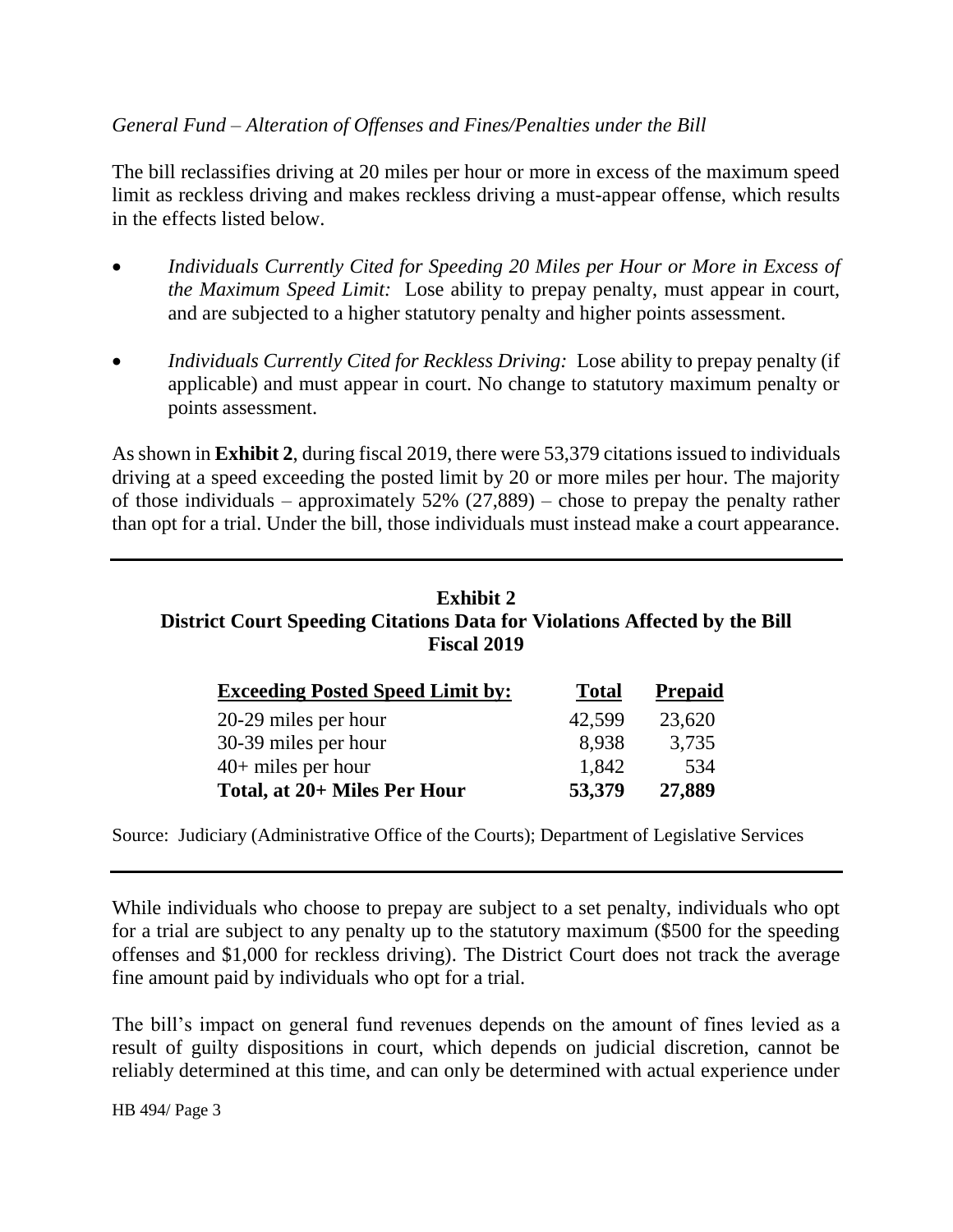*General Fund – Alteration of Offenses and Fines/Penalties under the Bill*

The bill reclassifies driving at 20 miles per hour or more in excess of the maximum speed limit as reckless driving and makes reckless driving a must-appear offense, which results in the effects listed below.

- *Individuals Currently Cited for Speeding 20 Miles per Hour or More in Excess of the Maximum Speed Limit:* Lose ability to prepay penalty, must appear in court, and are subjected to a higher statutory penalty and higher points assessment.
- *Individuals Currently Cited for Reckless Driving:* Lose ability to prepay penalty (if applicable) and must appear in court. No change to statutory maximum penalty or points assessment.

As shown in **Exhibit 2**, during fiscal 2019, there were 53,379 citations issued to individuals driving at a speed exceeding the posted limit by 20 or more miles per hour. The majority of those individuals – approximately 52% (27,889) – chose to prepay the penalty rather than opt for a trial. Under the bill, those individuals must instead make a court appearance.

**Exhibit 2**
**District Court Speeding Citations Data for Violations Affected by the Bill**
**Fiscal 2019**

| Exceeding Posted Speed Limit by: | Total | Prepaid |
|---|---|---|
| 20-29 miles per hour | 42,599 | 23,620 |
| 30-39 miles per hour | 8,938 | 3,735 |
| 40+ miles per hour | 1,842 | 534 |
| **Total, at 20+ Miles Per Hour** | **53,379** | **27,889** |

Source: Judiciary (Administrative Office of the Courts); Department of Legislative Services

While individuals who choose to prepay are subject to a set penalty, individuals who opt for a trial are subject to any penalty up to the statutory maximum ($500 for the speeding offenses and $1,000 for reckless driving). The District Court does not track the average fine amount paid by individuals who opt for a trial.

The bill's impact on general fund revenues depends on the amount of fines levied as a result of guilty dispositions in court, which depends on judicial discretion, cannot be reliably determined at this time, and can only be determined with actual experience under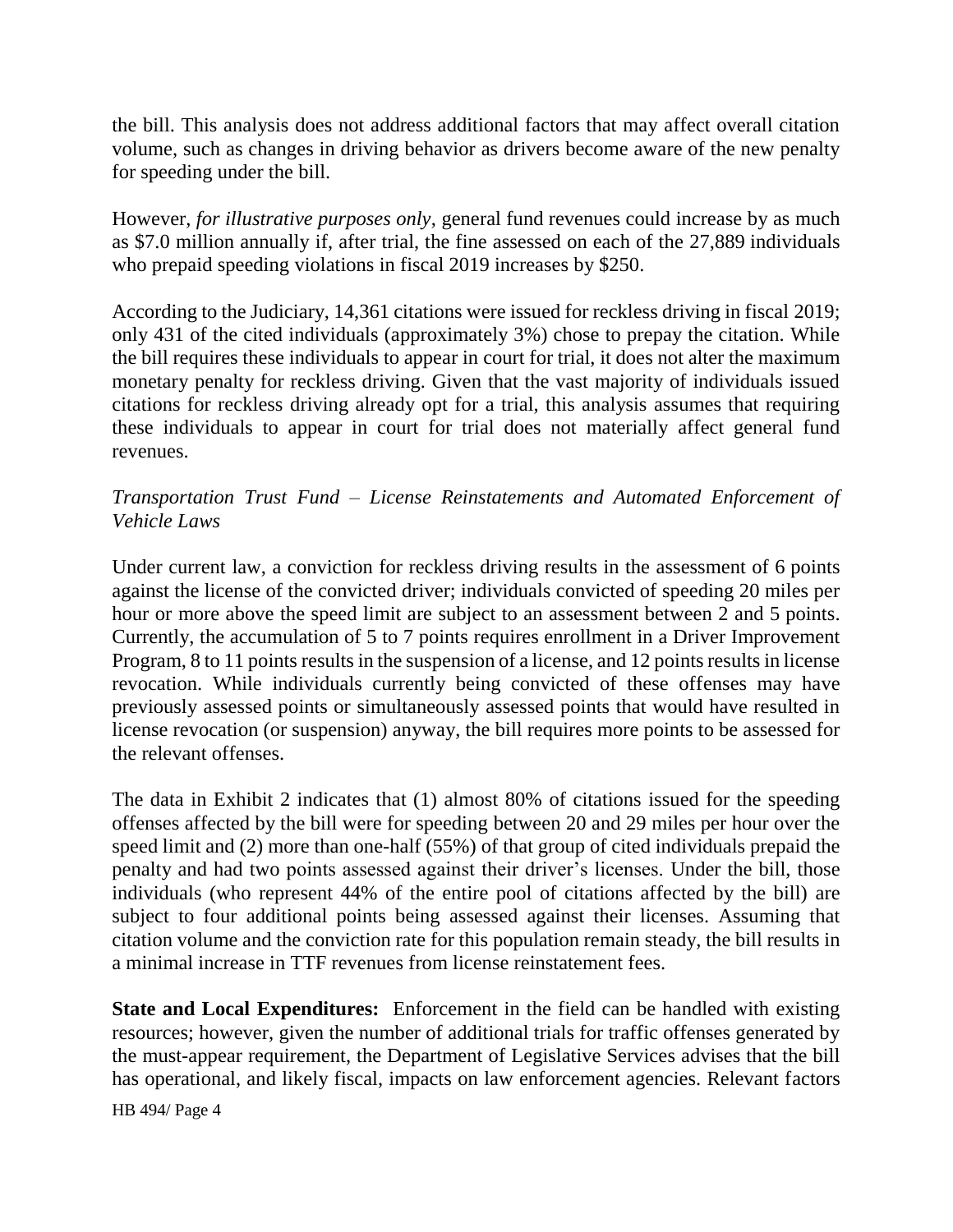the bill. This analysis does not address additional factors that may affect overall citation volume, such as changes in driving behavior as drivers become aware of the new penalty for speeding under the bill.

However, *for illustrative purposes only*, general fund revenues could increase by as much as $7.0 million annually if, after trial, the fine assessed on each of the 27,889 individuals who prepaid speeding violations in fiscal 2019 increases by $250.

According to the Judiciary, 14,361 citations were issued for reckless driving in fiscal 2019; only 431 of the cited individuals (approximately 3%) chose to prepay the citation. While the bill requires these individuals to appear in court for trial, it does not alter the maximum monetary penalty for reckless driving. Given that the vast majority of individuals issued citations for reckless driving already opt for a trial, this analysis assumes that requiring these individuals to appear in court for trial does not materially affect general fund revenues.

*Transportation Trust Fund – License Reinstatements and Automated Enforcement of Vehicle Laws*

Under current law, a conviction for reckless driving results in the assessment of 6 points against the license of the convicted driver; individuals convicted of speeding 20 miles per hour or more above the speed limit are subject to an assessment between 2 and 5 points. Currently, the accumulation of 5 to 7 points requires enrollment in a Driver Improvement Program, 8 to 11 points results in the suspension of a license, and 12 points results in license revocation. While individuals currently being convicted of these offenses may have previously assessed points or simultaneously assessed points that would have resulted in license revocation (or suspension) anyway, the bill requires more points to be assessed for the relevant offenses.

The data in Exhibit 2 indicates that (1) almost 80% of citations issued for the speeding offenses affected by the bill were for speeding between 20 and 29 miles per hour over the speed limit and (2) more than one-half (55%) of that group of cited individuals prepaid the penalty and had two points assessed against their driver's licenses. Under the bill, those individuals (who represent 44% of the entire pool of citations affected by the bill) are subject to four additional points being assessed against their licenses. Assuming that citation volume and the conviction rate for this population remain steady, the bill results in a minimal increase in TTF revenues from license reinstatement fees.

**State and Local Expenditures:** Enforcement in the field can be handled with existing resources; however, given the number of additional trials for traffic offenses generated by the must-appear requirement, the Department of Legislative Services advises that the bill has operational, and likely fiscal, impacts on law enforcement agencies. Relevant factors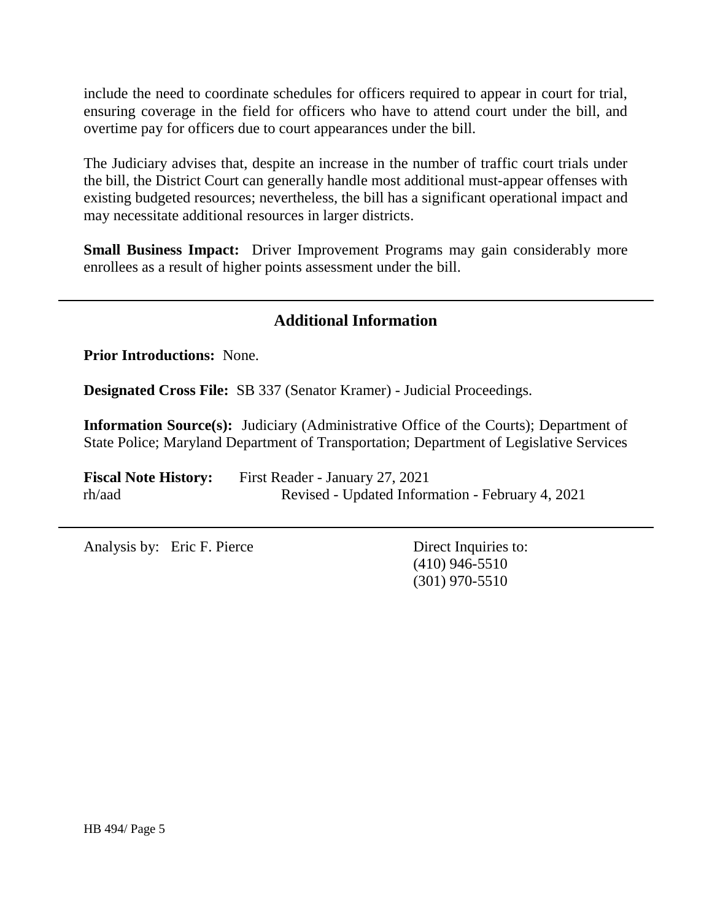include the need to coordinate schedules for officers required to appear in court for trial, ensuring coverage in the field for officers who have to attend court under the bill, and overtime pay for officers due to court appearances under the bill.

The Judiciary advises that, despite an increase in the number of traffic court trials under the bill, the District Court can generally handle most additional must-appear offenses with existing budgeted resources; nevertheless, the bill has a significant operational impact and may necessitate additional resources in larger districts.

**Small Business Impact:** Driver Improvement Programs may gain considerably more enrollees as a result of higher points assessment under the bill.

## Additional Information

**Prior Introductions:** None.

**Designated Cross File:** SB 337 (Senator Kramer) - Judicial Proceedings.

**Information Source(s):** Judiciary (Administrative Office of the Courts); Department of State Police; Maryland Department of Transportation; Department of Legislative Services

**Fiscal Note History:** First Reader - January 27, 2021
rh/aad Revised - Updated Information - February 4, 2021

Analysis by: Eric F. Pierce

Direct Inquiries to:
(410) 946-5510
(301) 970-5510